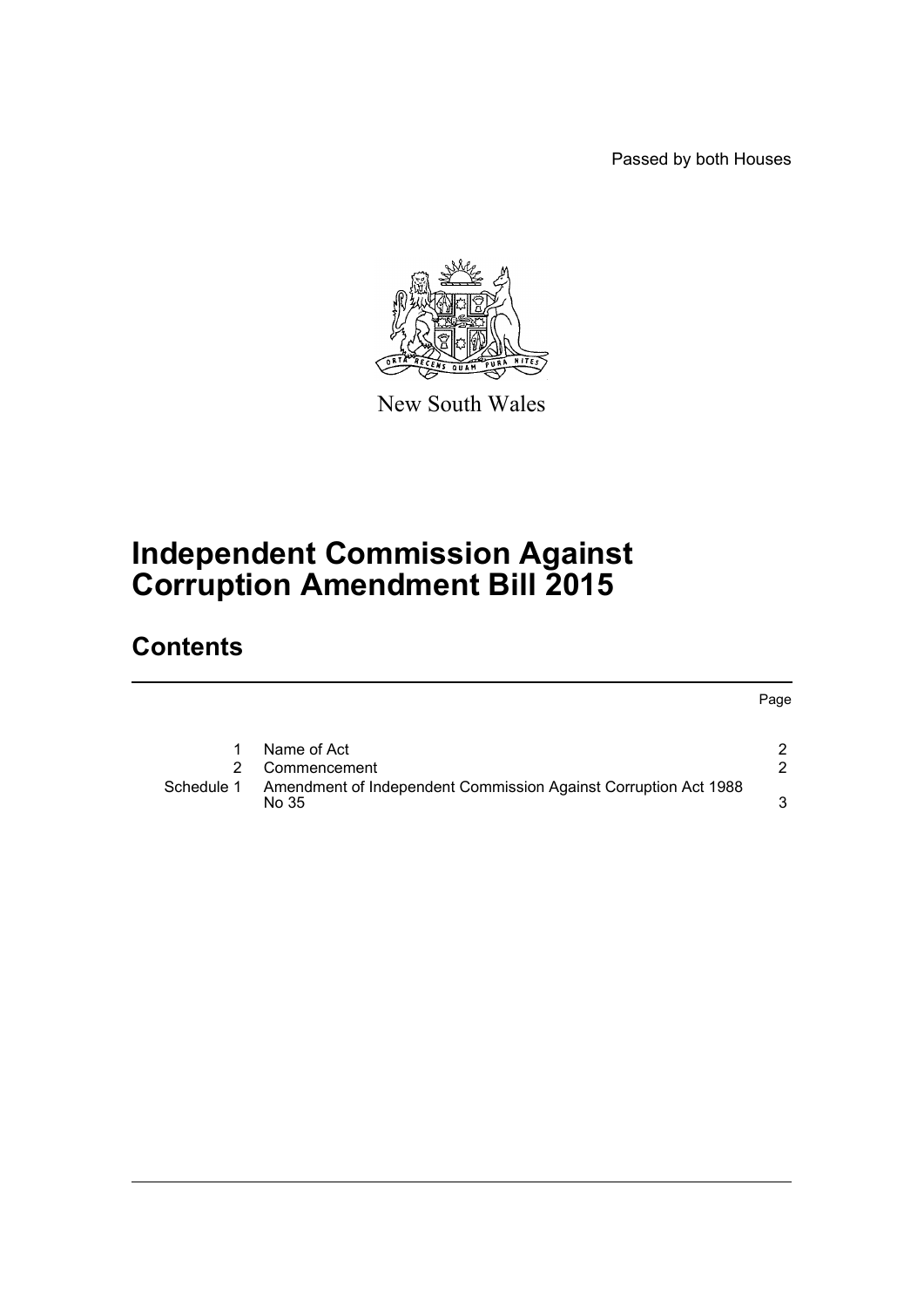Passed by both Houses

New South Wales

# Independent Commission Against Corruption Amendment Bill 2015

## Contents

| | | Page |
|---|---|---|
| 1 | Name of Act | 2 |
| 2 | Commencement | 2 |
| Schedule 1 | Amendment of Independent Commission Against Corruption Act 1988 No 35 | 3 |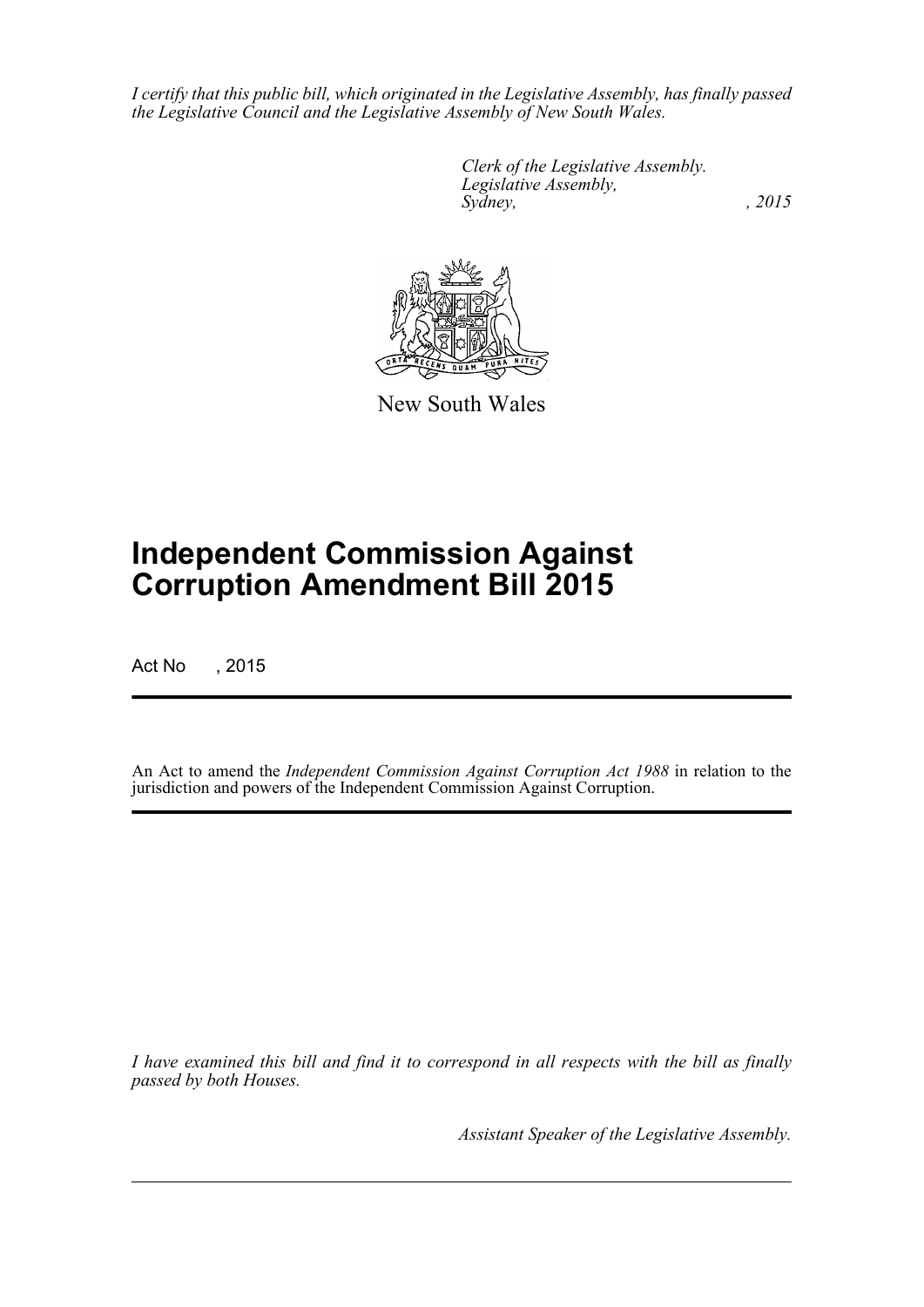*I certify that this public bill, which originated in the Legislative Assembly, has finally passed the Legislative Council and the Legislative Assembly of New South Wales.*

*Clerk of the Legislative Assembly.*
*Legislative Assembly,*
*Sydney, , 2015*

New South Wales

# Independent Commission Against Corruption Amendment Bill 2015

Act No , 2015

An Act to amend the *Independent Commission Against Corruption Act 1988* in relation to the jurisdiction and powers of the Independent Commission Against Corruption.

*I have examined this bill and find it to correspond in all respects with the bill as finally passed by both Houses.*

*Assistant Speaker of the Legislative Assembly.*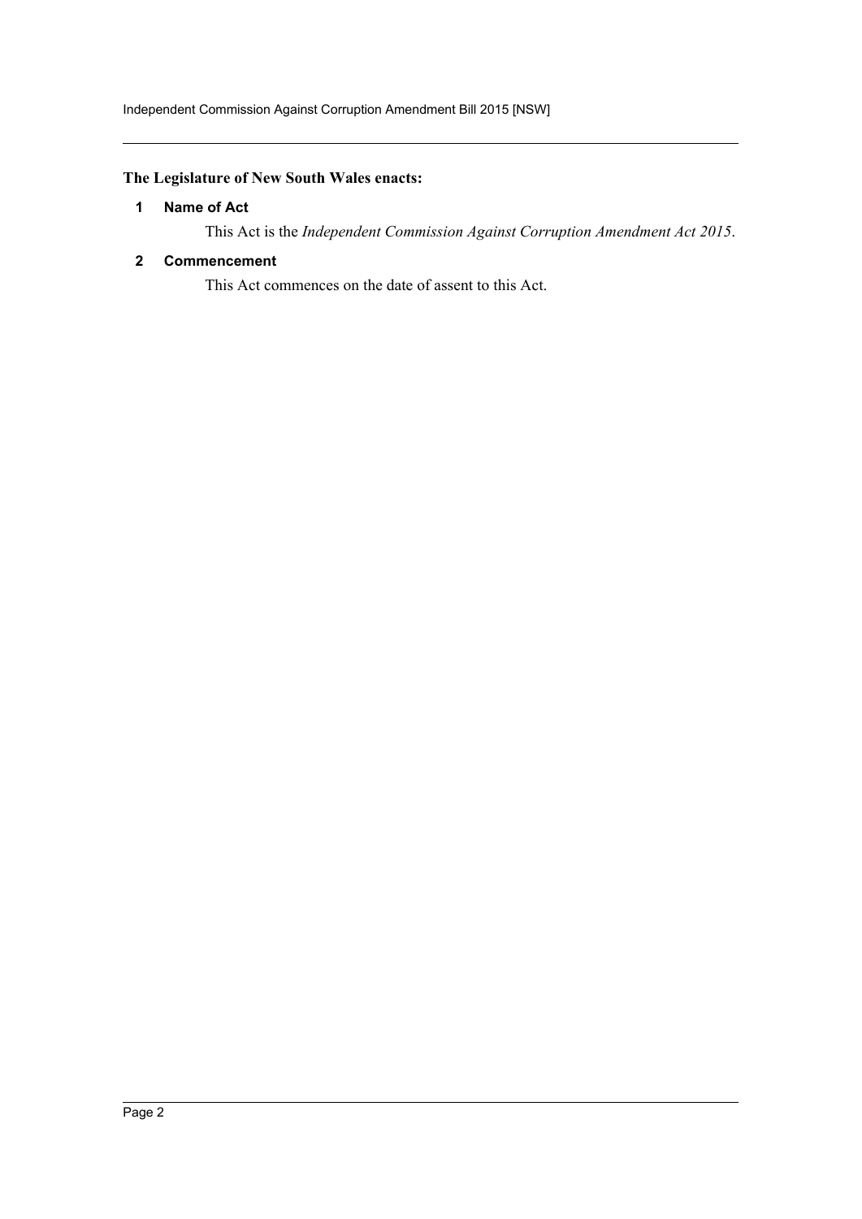**The Legislature of New South Wales enacts:**

### 1 Name of Act

This Act is the *Independent Commission Against Corruption Amendment Act 2015*.

### 2 Commencement

This Act commences on the date of assent to this Act.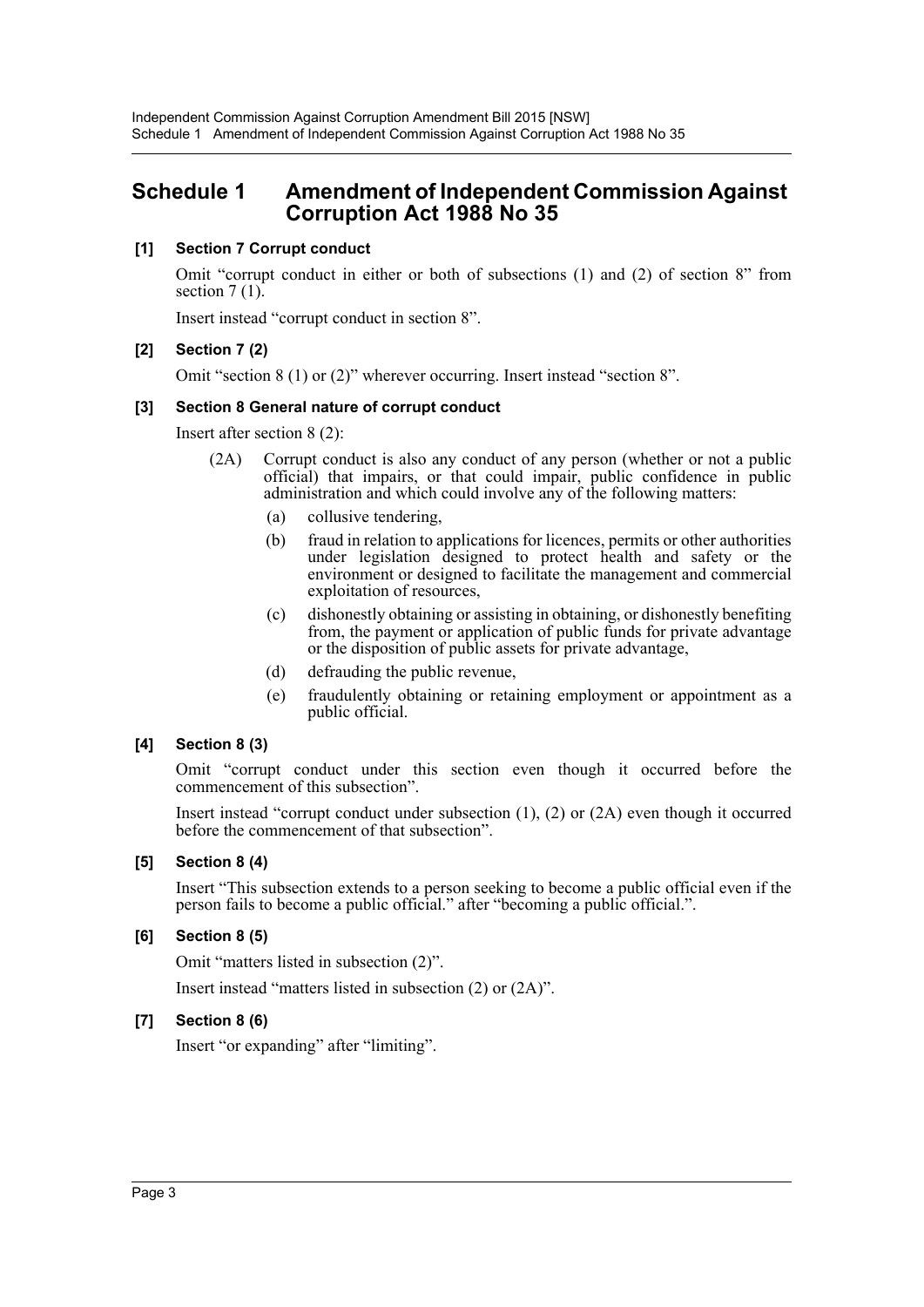# Schedule 1 Amendment of Independent Commission Against Corruption Act 1988 No 35

**[1] Section 7 Corrupt conduct**

Omit "corrupt conduct in either or both of subsections (1) and (2) of section 8" from section 7 (1).

Insert instead "corrupt conduct in section 8".

**[2] Section 7 (2)**

Omit "section 8 (1) or (2)" wherever occurring. Insert instead "section 8".

**[3] Section 8 General nature of corrupt conduct**

Insert after section 8 (2):

> (2A) Corrupt conduct is also any conduct of any person (whether or not a public official) that impairs, or that could impair, public confidence in public administration and which could involve any of the following matters:
>
> (a) collusive tendering,
>
> (b) fraud in relation to applications for licences, permits or other authorities under legislation designed to protect health and safety or the environment or designed to facilitate the management and commercial exploitation of resources,
>
> (c) dishonestly obtaining or assisting in obtaining, or dishonestly benefiting from, the payment or application of public funds for private advantage or the disposition of public assets for private advantage,
>
> (d) defrauding the public revenue,
>
> (e) fraudulently obtaining or retaining employment or appointment as a public official.

**[4] Section 8 (3)**

Omit "corrupt conduct under this section even though it occurred before the commencement of this subsection".

Insert instead "corrupt conduct under subsection (1), (2) or (2A) even though it occurred before the commencement of that subsection".

**[5] Section 8 (4)**

Insert "This subsection extends to a person seeking to become a public official even if the person fails to become a public official." after "becoming a public official.".

**[6] Section 8 (5)**

Omit "matters listed in subsection (2)".

Insert instead "matters listed in subsection (2) or (2A)".

**[7] Section 8 (6)**

Insert "or expanding" after "limiting".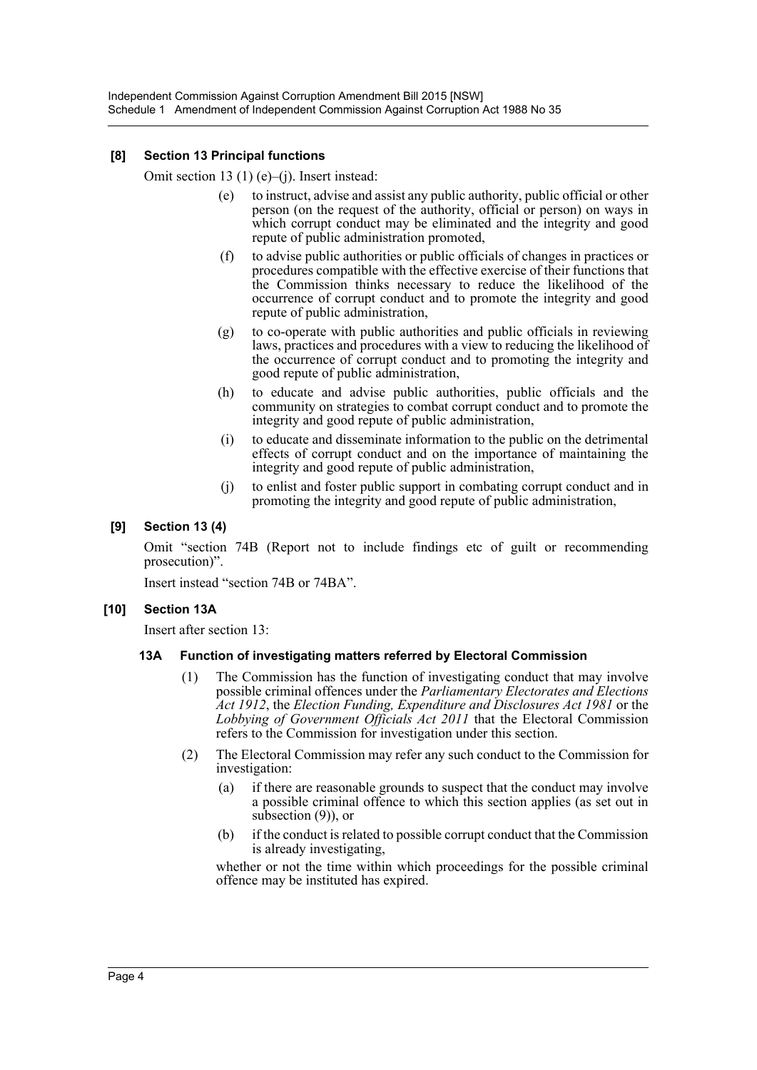### [8] Section 13 Principal functions

Omit section 13 (1) (e)–(j). Insert instead:

(e) to instruct, advise and assist any public authority, public official or other person (on the request of the authority, official or person) on ways in which corrupt conduct may be eliminated and the integrity and good repute of public administration promoted,

(f) to advise public authorities or public officials of changes in practices or procedures compatible with the effective exercise of their functions that the Commission thinks necessary to reduce the likelihood of the occurrence of corrupt conduct and to promote the integrity and good repute of public administration,

(g) to co-operate with public authorities and public officials in reviewing laws, practices and procedures with a view to reducing the likelihood of the occurrence of corrupt conduct and to promoting the integrity and good repute of public administration,

(h) to educate and advise public authorities, public officials and the community on strategies to combat corrupt conduct and to promote the integrity and good repute of public administration,

(i) to educate and disseminate information to the public on the detrimental effects of corrupt conduct and on the importance of maintaining the integrity and good repute of public administration,

(j) to enlist and foster public support in combating corrupt conduct and in promoting the integrity and good repute of public administration,

### [9] Section 13 (4)

Omit "section 74B (Report not to include findings etc of guilt or recommending prosecution)".

Insert instead "section 74B or 74BA".

### [10] Section 13A

Insert after section 13:

#### 13A Function of investigating matters referred by Electoral Commission

(1) The Commission has the function of investigating conduct that may involve possible criminal offences under the *Parliamentary Electorates and Elections Act 1912*, the *Election Funding, Expenditure and Disclosures Act 1981* or the *Lobbying of Government Officials Act 2011* that the Electoral Commission refers to the Commission for investigation under this section.

(2) The Electoral Commission may refer any such conduct to the Commission for investigation:

(a) if there are reasonable grounds to suspect that the conduct may involve a possible criminal offence to which this section applies (as set out in subsection (9)), or

(b) if the conduct is related to possible corrupt conduct that the Commission is already investigating,

whether or not the time within which proceedings for the possible criminal offence may be instituted has expired.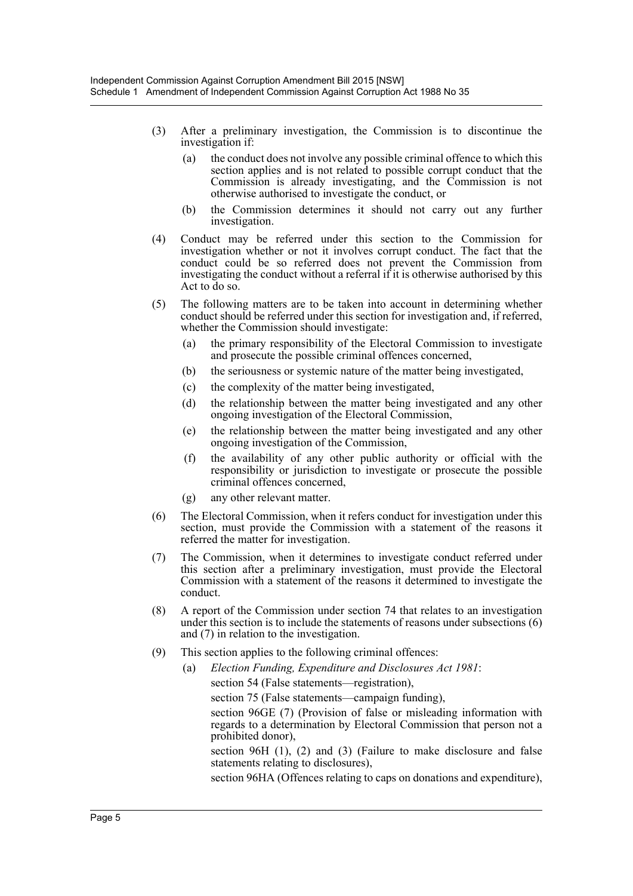(3) After a preliminary investigation, the Commission is to discontinue the investigation if:

   (a) the conduct does not involve any possible criminal offence to which this section applies and is not related to possible corrupt conduct that the Commission is already investigating, and the Commission is not otherwise authorised to investigate the conduct, or

   (b) the Commission determines it should not carry out any further investigation.

(4) Conduct may be referred under this section to the Commission for investigation whether or not it involves corrupt conduct. The fact that the conduct could be so referred does not prevent the Commission from investigating the conduct without a referral if it is otherwise authorised by this Act to do so.

(5) The following matters are to be taken into account in determining whether conduct should be referred under this section for investigation and, if referred, whether the Commission should investigate:

   (a) the primary responsibility of the Electoral Commission to investigate and prosecute the possible criminal offences concerned,

   (b) the seriousness or systemic nature of the matter being investigated,

   (c) the complexity of the matter being investigated,

   (d) the relationship between the matter being investigated and any other ongoing investigation of the Electoral Commission,

   (e) the relationship between the matter being investigated and any other ongoing investigation of the Commission,

   (f) the availability of any other public authority or official with the responsibility or jurisdiction to investigate or prosecute the possible criminal offences concerned,

   (g) any other relevant matter.

(6) The Electoral Commission, when it refers conduct for investigation under this section, must provide the Commission with a statement of the reasons it referred the matter for investigation.

(7) The Commission, when it determines to investigate conduct referred under this section after a preliminary investigation, must provide the Electoral Commission with a statement of the reasons it determined to investigate the conduct.

(8) A report of the Commission under section 74 that relates to an investigation under this section is to include the statements of reasons under subsections (6) and (7) in relation to the investigation.

(9) This section applies to the following criminal offences:

   (a) *Election Funding, Expenditure and Disclosures Act 1981*:

   section 54 (False statements—registration),

   section 75 (False statements—campaign funding),

   section 96GE (7) (Provision of false or misleading information with regards to a determination by Electoral Commission that person not a prohibited donor),

   section 96H (1), (2) and (3) (Failure to make disclosure and false statements relating to disclosures),

   section 96HA (Offences relating to caps on donations and expenditure),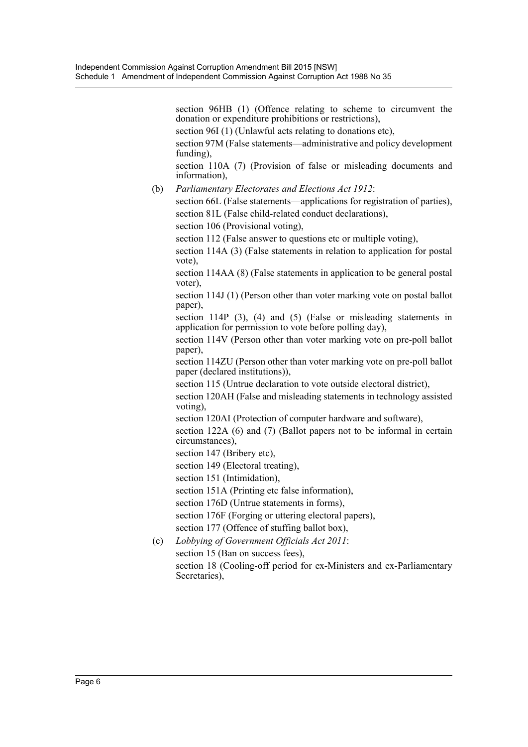section 96HB (1) (Offence relating to scheme to circumvent the donation or expenditure prohibitions or restrictions),

section 96I (1) (Unlawful acts relating to donations etc),

section 97M (False statements—administrative and policy development funding),

section 110A (7) (Provision of false or misleading documents and information),

(b) *Parliamentary Electorates and Elections Act 1912*:

section 66L (False statements—applications for registration of parties),

section 81L (False child-related conduct declarations),

section 106 (Provisional voting),

section 112 (False answer to questions etc or multiple voting),

section 114A (3) (False statements in relation to application for postal vote),

section 114AA (8) (False statements in application to be general postal voter),

section 114J (1) (Person other than voter marking vote on postal ballot paper),

section 114P (3), (4) and (5) (False or misleading statements in application for permission to vote before polling day),

section 114V (Person other than voter marking vote on pre-poll ballot paper),

section 114ZU (Person other than voter marking vote on pre-poll ballot paper (declared institutions)),

section 115 (Untrue declaration to vote outside electoral district),

section 120AH (False and misleading statements in technology assisted voting),

section 120AI (Protection of computer hardware and software),

section 122A (6) and (7) (Ballot papers not to be informal in certain circumstances),

section 147 (Bribery etc),

section 149 (Electoral treating),

section 151 (Intimidation),

section 151A (Printing etc false information),

section 176D (Untrue statements in forms),

section 176F (Forging or uttering electoral papers),

section 177 (Offence of stuffing ballot box),

(c) *Lobbying of Government Officials Act 2011*:

section 15 (Ban on success fees),

section 18 (Cooling-off period for ex-Ministers and ex-Parliamentary Secretaries),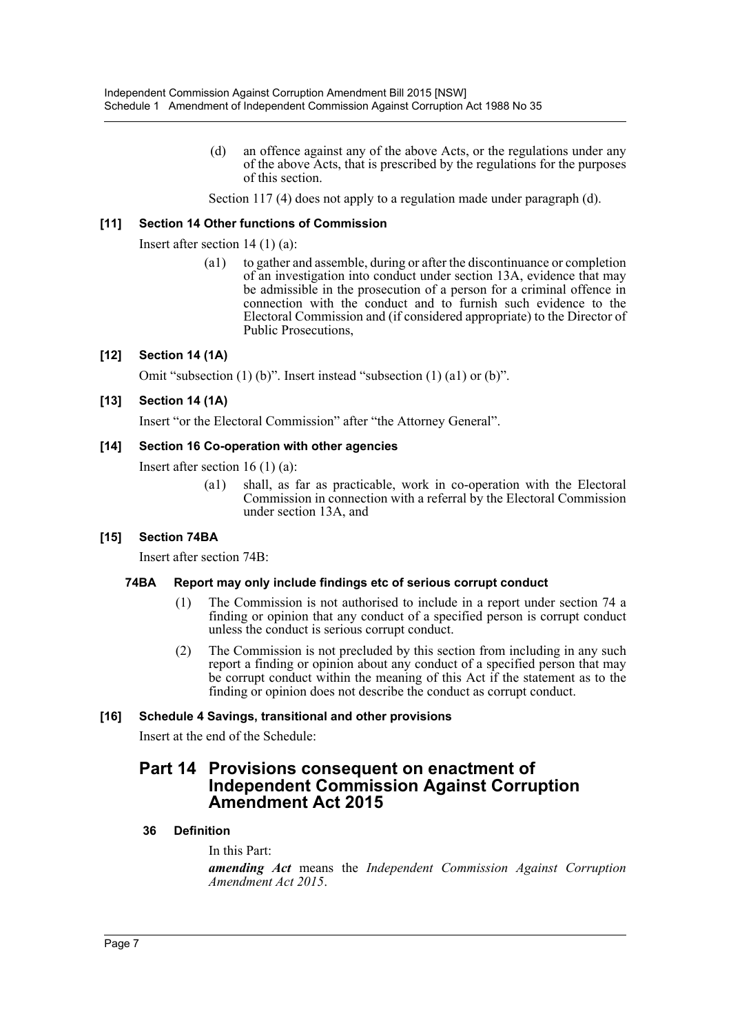(d) an offence against any of the above Acts, or the regulations under any of the above Acts, that is prescribed by the regulations for the purposes of this section.

Section 117 (4) does not apply to a regulation made under paragraph (d).

### [11] Section 14 Other functions of Commission

Insert after section 14 (1) (a):

(a1) to gather and assemble, during or after the discontinuance or completion of an investigation into conduct under section 13A, evidence that may be admissible in the prosecution of a person for a criminal offence in connection with the conduct and to furnish such evidence to the Electoral Commission and (if considered appropriate) to the Director of Public Prosecutions,

### [12] Section 14 (1A)

Omit "subsection (1) (b)". Insert instead "subsection (1) (a1) or (b)".

### [13] Section 14 (1A)

Insert "or the Electoral Commission" after "the Attorney General".

### [14] Section 16 Co-operation with other agencies

Insert after section 16 (1) (a):

(a1) shall, as far as practicable, work in co-operation with the Electoral Commission in connection with a referral by the Electoral Commission under section 13A, and

### [15] Section 74BA

Insert after section 74B:

#### 74BA Report may only include findings etc of serious corrupt conduct

(1) The Commission is not authorised to include in a report under section 74 a finding or opinion that any conduct of a specified person is corrupt conduct unless the conduct is serious corrupt conduct.

(2) The Commission is not precluded by this section from including in any such report a finding or opinion about any conduct of a specified person that may be corrupt conduct within the meaning of this Act if the statement as to the finding or opinion does not describe the conduct as corrupt conduct.

### [16] Schedule 4 Savings, transitional and other provisions

Insert at the end of the Schedule:

## Part 14 Provisions consequent on enactment of Independent Commission Against Corruption Amendment Act 2015

#### 36 Definition

In this Part:

***amending Act*** means the *Independent Commission Against Corruption Amendment Act 2015*.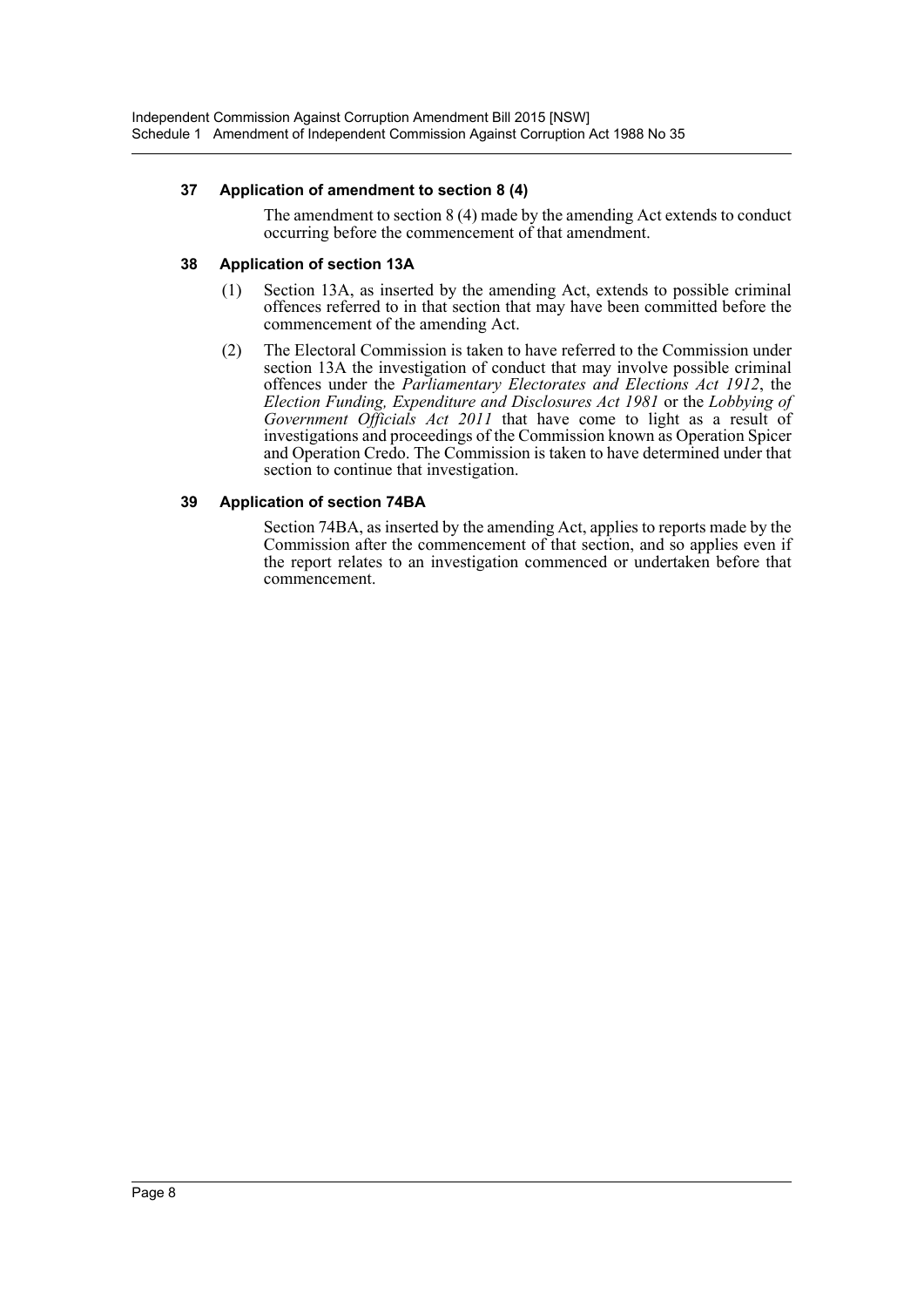### 37 Application of amendment to section 8 (4)

The amendment to section 8 (4) made by the amending Act extends to conduct occurring before the commencement of that amendment.

### 38 Application of section 13A

(1) Section 13A, as inserted by the amending Act, extends to possible criminal offences referred to in that section that may have been committed before the commencement of the amending Act.

(2) The Electoral Commission is taken to have referred to the Commission under section 13A the investigation of conduct that may involve possible criminal offences under the *Parliamentary Electorates and Elections Act 1912*, the *Election Funding, Expenditure and Disclosures Act 1981* or the *Lobbying of Government Officials Act 2011* that have come to light as a result of investigations and proceedings of the Commission known as Operation Spicer and Operation Credo. The Commission is taken to have determined under that section to continue that investigation.

### 39 Application of section 74BA

Section 74BA, as inserted by the amending Act, applies to reports made by the Commission after the commencement of that section, and so applies even if the report relates to an investigation commenced or undertaken before that commencement.